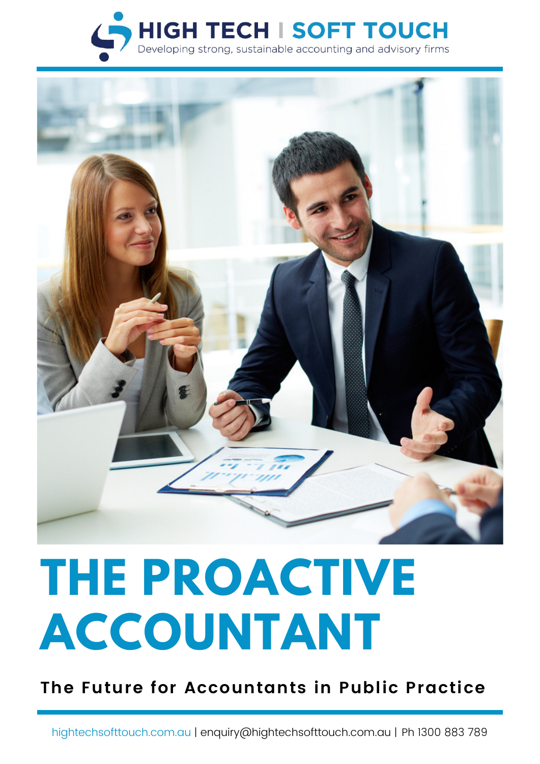HIGH TECH | SOFT TOUCH

Developing strong, sustainable accounting and advisory firms

# THE PROACTIVE ACCOUNTANT

## The Future for Accountants in Public Practice

hightechsofttouch.com.au | enquiry@hightechsofttouch.com.au | Ph 1300 883 789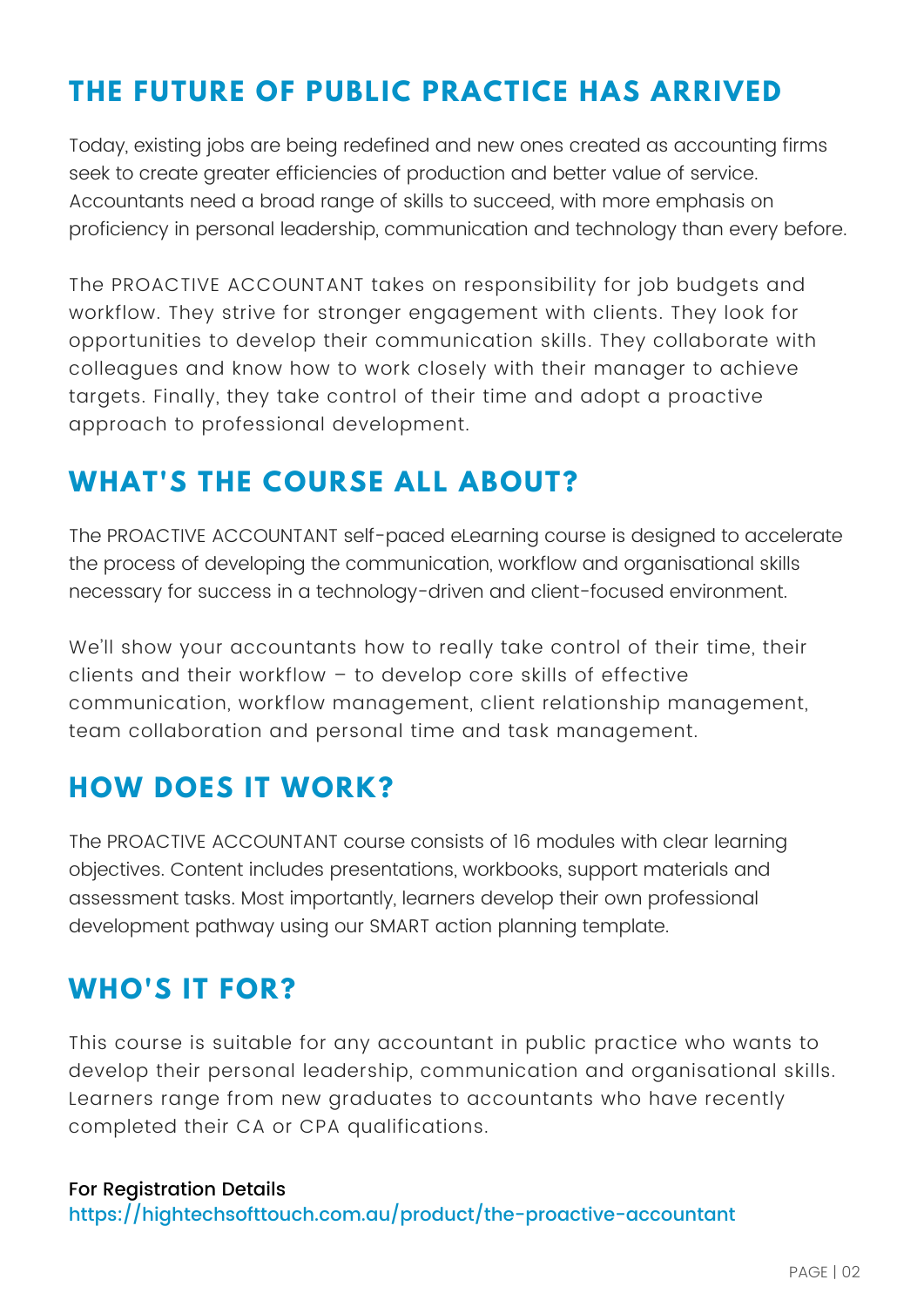## THE FUTURE OF PUBLIC PRACTICE HAS ARRIVED

Today, existing jobs are being redefined and new ones created as accounting firms seek to create greater efficiencies of production and better value of service. Accountants need a broad range of skills to succeed, with more emphasis on proficiency in personal leadership, communication and technology than every before.

The PROACTIVE ACCOUNTANT takes on responsibility for job budgets and workflow. They strive for stronger engagement with clients. They look for opportunities to develop their communication skills. They collaborate with colleagues and know how to work closely with their manager to achieve targets. Finally, they take control of their time and adopt a proactive approach to professional development.

## WHAT'S THE COURSE ALL ABOUT?

The PROACTIVE ACCOUNTANT self-paced eLearning course is designed to accelerate the process of developing the communication, workflow and organisational skills necessary for success in a technology-driven and client-focused environment.

We'll show your accountants how to really take control of their time, their clients and their workflow – to develop core skills of effective communication, workflow management, client relationship management, team collaboration and personal time and task management.

## HOW DOES IT WORK?

The PROACTIVE ACCOUNTANT course consists of 16 modules with clear learning objectives. Content includes presentations, workbooks, support materials and assessment tasks. Most importantly, learners develop their own professional development pathway using our SMART action planning template.

## WHO'S IT FOR?

This course is suitable for any accountant in public practice who wants to develop their personal leadership, communication and organisational skills. Learners range from new graduates to accountants who have recently completed their CA or CPA qualifications.

For Registration Details
https://hightechsofttouch.com.au/product/the-proactive-accountant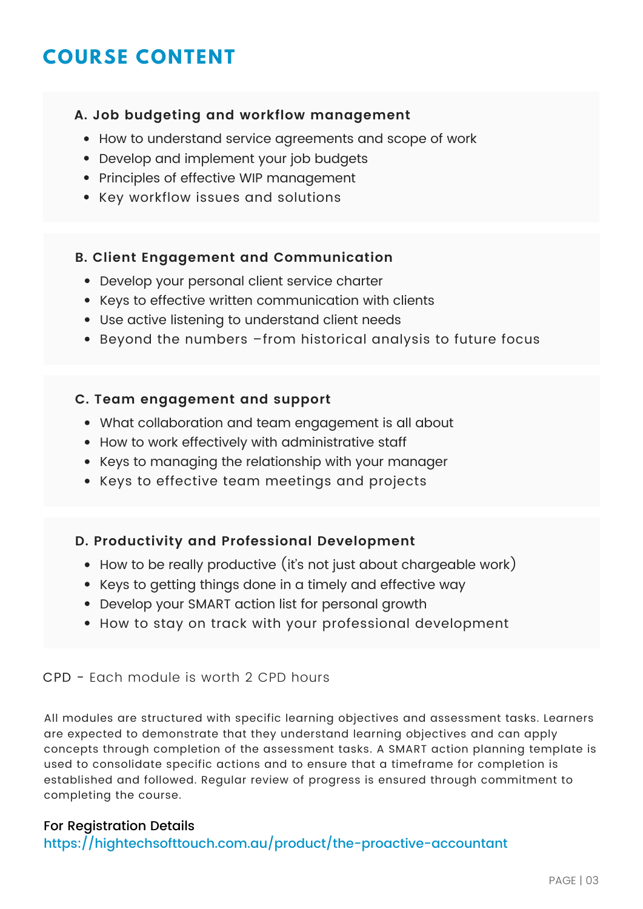# COURSE CONTENT

### A. Job budgeting and workflow management

- How to understand service agreements and scope of work
- Develop and implement your job budgets
- Principles of effective WIP management
- Key workflow issues and solutions

### B. Client Engagement and Communication

- Develop your personal client service charter
- Keys to effective written communication with clients
- Use active listening to understand client needs
- Beyond the numbers –from historical analysis to future focus

### C. Team engagement and support

- What collaboration and team engagement is all about
- How to work effectively with administrative staff
- Keys to managing the relationship with your manager
- Keys to effective team meetings and projects

### D. Productivity and Professional Development

- How to be really productive (it's not just about chargeable work)
- Keys to getting things done in a timely and effective way
- Develop your SMART action list for personal growth
- How to stay on track with your professional development

CPD - Each module is worth 2 CPD hours

All modules are structured with specific learning objectives and assessment tasks. Learners are expected to demonstrate that they understand learning objectives and can apply concepts through completion of the assessment tasks. A SMART action planning template is used to consolidate specific actions and to ensure that a timeframe for completion is established and followed. Regular review of progress is ensured through commitment to completing the course.

For Registration Details
https://hightechsofttouch.com.au/product/the-proactive-accountant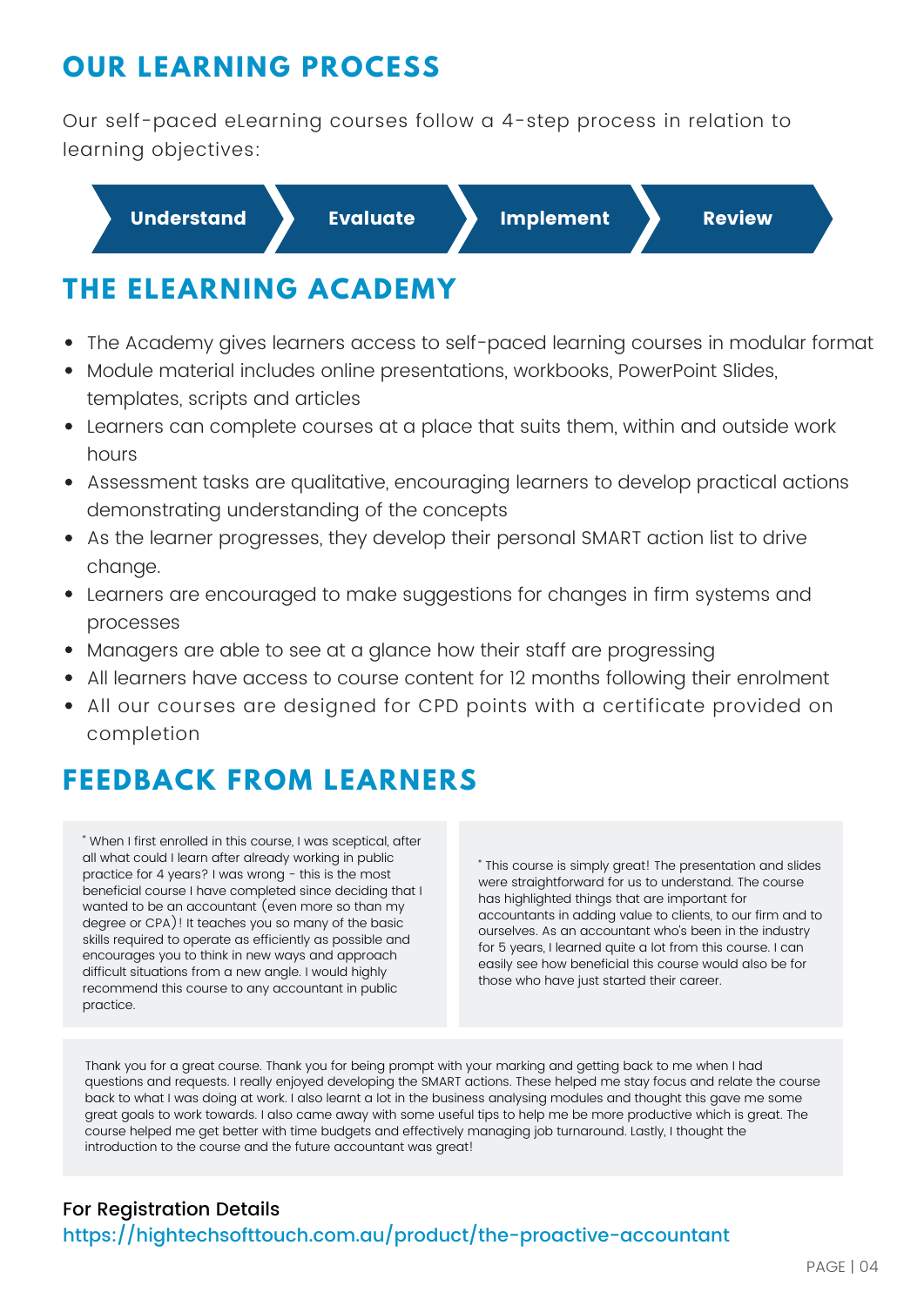## OUR LEARNING PROCESS

Our self-paced eLearning courses follow a 4-step process in relation to learning objectives:

Understand → Evaluate → Implement → Review

## THE ELEARNING ACADEMY

- The Academy gives learners access to self-paced learning courses in modular format
- Module material includes online presentations, workbooks, PowerPoint Slides, templates, scripts and articles
- Learners can complete courses at a place that suits them, within and outside work hours
- Assessment tasks are qualitative, encouraging learners to develop practical actions demonstrating understanding of the concepts
- As the learner progresses, they develop their personal SMART action list to drive change.
- Learners are encouraged to make suggestions for changes in firm systems and processes
- Managers are able to see at a glance how their staff are progressing
- All learners have access to course content for 12 months following their enrolment
- All our courses are designed for CPD points with a certificate provided on completion

## FEEDBACK FROM LEARNERS

" When I first enrolled in this course, I was sceptical, after all what could I learn after already working in public practice for 4 years? I was wrong - this is the most beneficial course I have completed since deciding that I wanted to be an accountant (even more so than my degree or CPA)! It teaches you so many of the basic skills required to operate as efficiently as possible and encourages you to think in new ways and approach difficult situations from a new angle. I would highly recommend this course to any accountant in public practice.

" This course is simply great! The presentation and slides were straightforward for us to understand. The course has highlighted things that are important for accountants in adding value to clients, to our firm and to ourselves. As an accountant who's been in the industry for 5 years, I learned quite a lot from this course. I can easily see how beneficial this course would also be for those who have just started their career.

Thank you for a great course. Thank you for being prompt with your marking and getting back to me when I had questions and requests. I really enjoyed developing the SMART actions. These helped me stay focus and relate the course back to what I was doing at work. I also learnt a lot in the business analysing modules and thought this gave me some great goals to work towards. I also came away with some useful tips to help me be more productive which is great. The course helped me get better with time budgets and effectively managing job turnaround. Lastly, I thought the introduction to the course and the future accountant was great!

For Registration Details
https://hightechsofttouch.com.au/product/the-proactive-accountant